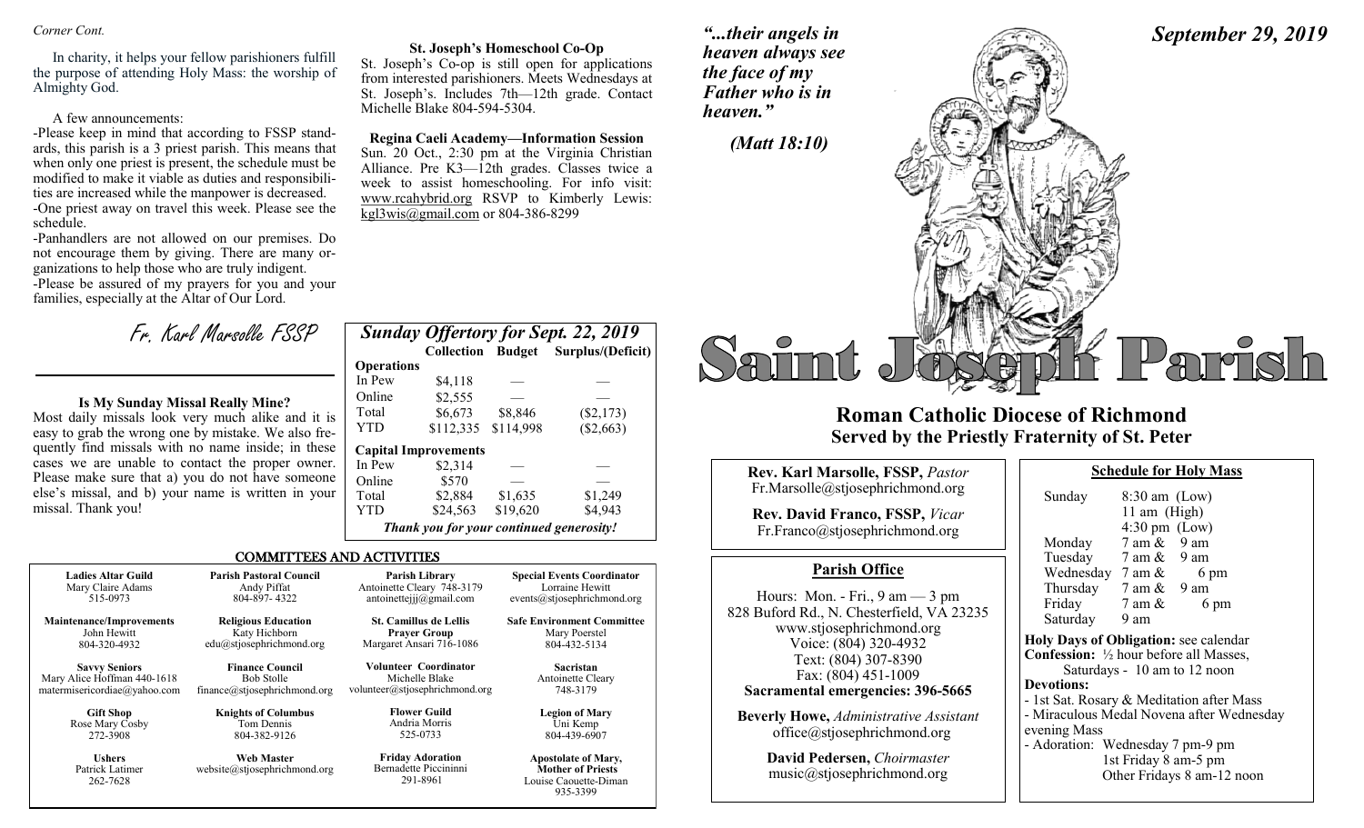*Corner Cont.*

In charity, it helps your fellow parishioners fulfill the purpose of attending Holy Mass: the worship of Almighty God.

A few announcements:

-Please keep in mind that according to FSSP standards, this parish is a 3 priest parish. This means that when only one priest is present, the schedule must be modified to make it viable as duties and responsibilities are increased while the manpower is decreased.

-One priest away on travel this week. Please see the schedule.

-Panhandlers are not allowed on our premises. Do not encourage them by giving. There are many organizations to help those who are truly indigent.

-Please be assured of my prayers for you and your families, especially at the Altar of Our Lord.

*Fr. Karl Marsolle FSSP*

### Is My Sunday Missal Really Mine?

Most daily missals look very much alike and it is easy to grab the wrong one by mistake. We also frequently find missals with no name inside; in these cases we are unable to contact the proper owner. Please make sure that a) you do not have someone else's missal, and b) your name is written in your missal. Thank you!

### St. Joseph's Homeschool Co-Op

St. Joseph's Co-op is still open for applications from interested parishioners. Meets Wednesdays at St. Joseph's. Includes 7th—12th grade. Contact Michelle Blake 804-594-5304.

### Regina Caeli Academy—Information Session

Sun. 20 Oct., 2:30 pm at the Virginia Christian Alliance. Pre K3—12th grades. Classes twice a week to assist homeschooling. For info visit: www.rcahybrid.org RSVP to Kimberly Lewis: kgl3wis@gmail.com or 804-386-8299

### Sunday Offertory for Sept. 22, 2019

| | Collection | Budget | Surplus/(Deficit) |
|---|---|---|---|
| **Operations** | | | |
| In Pew | $4,118 | — | — |
| Online | $2,555 | — | — |
| Total | $6,673 | $8,846 | ($2,173) |
| YTD | $112,335 | $114,998 | ($2,663) |
| **Capital Improvements** | | | |
| In Pew | $2,314 | — | — |
| Online | $570 | — | — |
| Total | $2,884 | $1,635 | $1,249 |
| YTD | $24,563 | $19,620 | $4,943 |

*Thank you for your continued generosity!*

### COMMITTEES AND ACTIVITIES

| | | | |
|---|---|---|---|
| **Ladies Altar Guild**<br>Mary Claire Adams<br>515-0973 | **Parish Pastoral Council**<br>Andy Piffat<br>804-897- 4322 | **Parish Library**<br>Antoinette Cleary 748-3179<br>antoinettejjj@gmail.com | **Special Events Coordinator**<br>Lorraine Hewitt<br>events@stjosephrichmond.org |
| **Maintenance/Improvements**<br>John Hewitt<br>804-320-4932 | **Religious Education**<br>Katy Hichborn<br>edu@stjosephrichmond.org | **St. Camillus de Lellis Prayer Group**<br>Margaret Ansari 716-1086 | **Safe Environment Committee**<br>Mary Poerstel<br>804-432-5134 |
| **Savvy Seniors**<br>Mary Alice Hoffman 440-1618<br>matermisericordiae@yahoo.com | **Finance Council**<br>Bob Stolle<br>finance@stjosephrichmond.org | **Volunteer Coordinator**<br>Michelle Blake<br>volunteer@stjosephrichmond.org | **Sacristan**<br>Antoinette Cleary<br>748-3179 |
| **Gift Shop**<br>Rose Mary Cosby<br>272-3908 | **Knights of Columbus**<br>Tom Dennis<br>804-382-9126 | **Flower Guild**<br>Andria Morris<br>525-0733 | **Legion of Mary**<br>Uni Kemp<br>804-439-6907 |
| **Ushers**<br>Patrick Latimer<br>262-7628 | **Web Master**<br>website@stjosephrichmond.org | **Friday Adoration**<br>Bernadette Piccininni<br>291-8961 | **Apostolate of Mary, Mother of Priests**<br>Louise Caouette-Diman<br>935-3399 |

*"...their angels in heaven always see the face of my Father who is in heaven."*

*(Matt 18:10)*

*September 29, 2019*

# Saint Joseph Parish

## Roman Catholic Diocese of Richmond
## Served by the Priestly Fraternity of St. Peter

**Rev. Karl Marsolle, FSSP,** *Pastor*
Fr.Marsolle@stjosephrichmond.org

**Rev. David Franco, FSSP,** *Vicar*
Fr.Franco@stjosephrichmond.org

### Parish Office

Hours: Mon. - Fri., 9 am — 3 pm
828 Buford Rd., N. Chesterfield, VA 23235
www.stjosephrichmond.org
Voice: (804) 320-4932
Text: (804) 307-8390
Fax: (804) 451-1009
**Sacramental emergencies: 396-5665**

**Beverly Howe,** *Administrative Assistant*
office@stjosephrichmond.org

**David Pedersen,** *Choirmaster*
music@stjosephrichmond.org

### Schedule for Holy Mass

| | |
|---|---|
| Sunday | 8:30 am (Low)<br>11 am (High)<br>4:30 pm (Low) |
| Monday | 7 am & 9 am |
| Tuesday | 7 am & 9 am |
| Wednesday | 7 am & 6 pm |
| Thursday | 7 am & 9 am |
| Friday | 7 am & 6 pm |
| Saturday | 9 am |

**Holy Days of Obligation:** see calendar

**Confession:** ½ hour before all Masses, Saturdays - 10 am to 12 noon

**Devotions:**

- 1st Sat. Rosary & Meditation after Mass
- Miraculous Medal Novena after Wednesday evening Mass
- Adoration: Wednesday 7 pm-9 pm
  1st Friday 8 am-5 pm
  Other Fridays 8 am-12 noon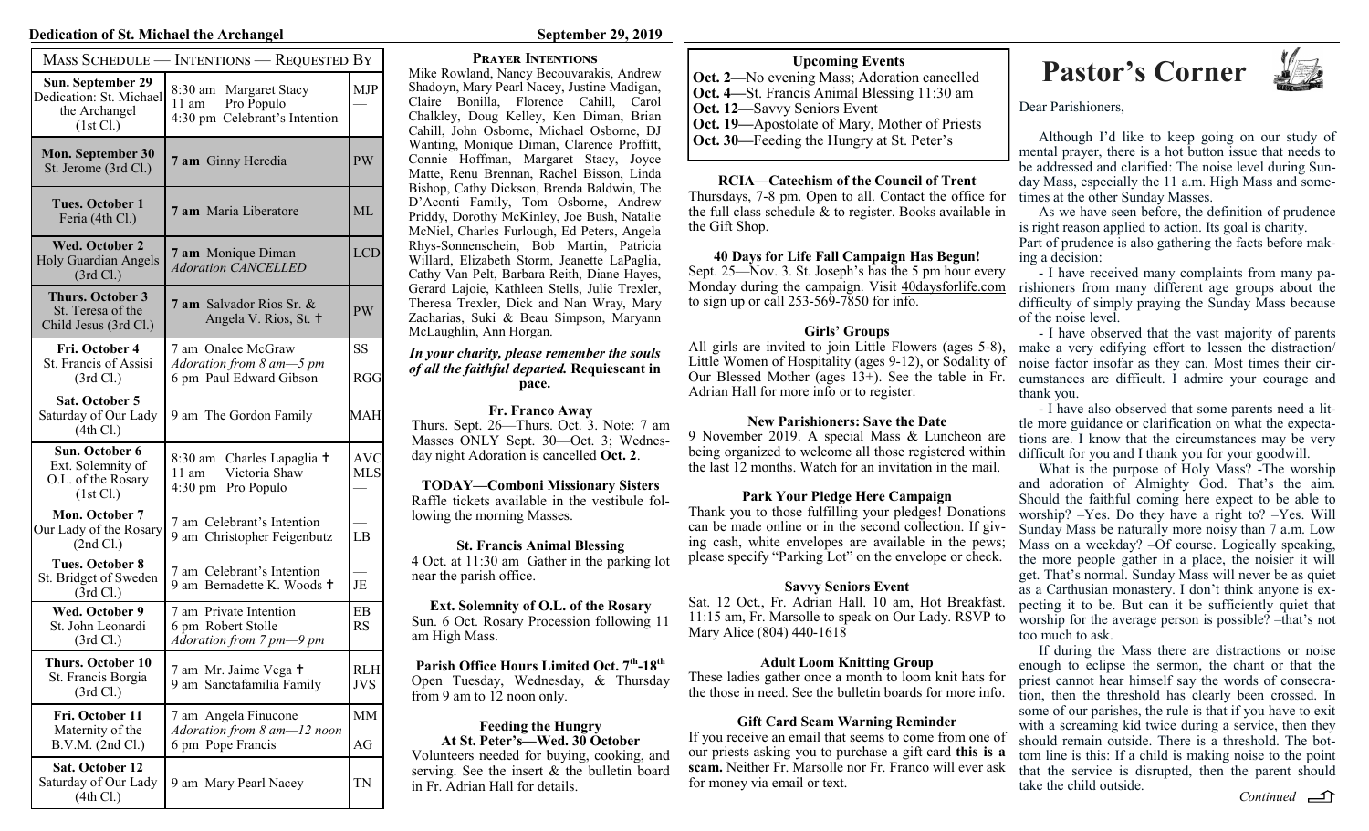**Dedication of St. Michael the Archangel** **September 29, 2019**

| MASS SCHEDULE — INTENTIONS — REQUESTED BY | | |
|---|---|---|
| **Sun. September 29** Dedication: St. Michael the Archangel (1st Cl.) | 8:30 am Margaret Stacy<br>11 am Pro Populo<br>4:30 pm Celebrant's Intention | MJP<br>—<br>— |
| **Mon. September 30** St. Jerome (3rd Cl.) | **7 am** Ginny Heredia | PW |
| **Tues. October 1** Feria (4th Cl.) | **7 am** Maria Liberatore | ML |
| **Wed. October 2** Holy Guardian Angels (3rd Cl.) | **7 am** Monique Diman<br>*Adoration CANCELLED* | LCD |
| **Thurs. October 3** St. Teresa of the Child Jesus (3rd Cl.) | **7 am** Salvador Rios Sr. & Angela V. Rios, St. ✝ | PW |
| Fri. October 4 St. Francis of Assisi (3rd Cl.) | 7 am Onalee McGraw<br>*Adoration from 8 am—5 pm*<br>6 pm Paul Edward Gibson | SS<br><br>RGG |
| Sat. October 5 Saturday of Our Lady (4th Cl.) | 9 am The Gordon Family | MAH |
| Sun. October 6 Ext. Solemnity of O.L. of the Rosary (1st Cl.) | 8:30 am Charles Lapaglia ✝<br>11 am Victoria Shaw<br>4:30 pm Pro Populo | AVC<br>MLS<br>— |
| Mon. October 7 Our Lady of the Rosary (2nd Cl.) | 7 am Celebrant's Intention<br>9 am Christopher Feigenbutz | —<br>LB |
| Tues. October 8 St. Bridget of Sweden (3rd Cl.) | 7 am Celebrant's Intention<br>9 am Bernadette K. Woods ✝ | —<br>JE |
| Wed. October 9 St. John Leonardi (3rd Cl.) | 7 am Private Intention<br>6 pm Robert Stolle<br>*Adoration from 7 pm—9 pm* | EB<br>RS |
| Thurs. October 10 St. Francis Borgia (3rd Cl.) | 7 am Mr. Jaime Vega ✝<br>9 am Sanctafamilia Family | RLH<br>JVS |
| Fri. October 11 Maternity of the B.V.M. (2nd Cl.) | 7 am Angela Finucone<br>*Adoration from 8 am—12 noon*<br>6 pm Pope Francis | MM<br><br>AG |
| Sat. October 12 Saturday of Our Lady (4th Cl.) | 9 am Mary Pearl Nacey | TN |

### PRAYER INTENTIONS

Mike Rowland, Nancy Becouvarakis, Andrew Shadoyn, Mary Pearl Nacey, Justine Madigan, Claire Bonilla, Florence Cahill, Carol Chalkley, Doug Kelley, Ken Diman, Brian Cahill, John Osborne, Michael Osborne, DJ Wanting, Monique Diman, Clarence Proffitt, Connie Hoffman, Margaret Stacy, Joyce Matte, Renu Brennan, Rachel Bisson, Linda Bishop, Cathy Dickson, Brenda Baldwin, The D'Aconti Family, Tom Osborne, Andrew Priddy, Dorothy McKinley, Joe Bush, Natalie McNiel, Charles Furlough, Ed Peters, Angela Rhys-Sonnenschein, Bob Martin, Patricia Willard, Elizabeth Storm, Jeanette LaPaglia, Cathy Van Pelt, Barbara Reith, Diane Hayes, Gerard Lajoie, Kathleen Stells, Julie Trexler, Theresa Trexler, Dick and Nan Wray, Mary Zacharias, Suki & Beau Simpson, Maryann McLaughlin, Ann Horgan.

***In your charity, please remember the souls of all the faithful departed.* Requiescant in pace.**

**Fr. Franco Away**

Thurs. Sept. 26—Thurs. Oct. 3. Note: 7 am Masses ONLY Sept. 30—Oct. 3; Wednesday night Adoration is cancelled **Oct. 2**.

**TODAY—Comboni Missionary Sisters**

Raffle tickets available in the vestibule following the morning Masses.

**St. Francis Animal Blessing**

4 Oct. at 11:30 am Gather in the parking lot near the parish office.

**Ext. Solemnity of O.L. of the Rosary**

Sun. 6 Oct. Rosary Procession following 11 am High Mass.

**Parish Office Hours Limited Oct. 7th-18th**

Open Tuesday, Wednesday, & Thursday from 9 am to 12 noon only.

**Feeding the Hungry At St. Peter's—Wed. 30 October**

Volunteers needed for buying, cooking, and serving. See the insert & the bulletin board in Fr. Adrian Hall for details.

**Upcoming Events**

**Oct. 2—**No evening Mass; Adoration cancelled
**Oct. 4—**St. Francis Animal Blessing 11:30 am
**Oct. 12—**Savvy Seniors Event
**Oct. 19—**Apostolate of Mary, Mother of Priests
**Oct. 30—**Feeding the Hungry at St. Peter's

**RCIA—Catechism of the Council of Trent**

Thursdays, 7-8 pm. Open to all. Contact the office for the full class schedule & to register. Books available in the Gift Shop.

**40 Days for Life Fall Campaign Has Begun!**

Sept. 25—Nov. 3. St. Joseph's has the 5 pm hour every Monday during the campaign. Visit 40daysforlife.com to sign up or call 253-569-7850 for info.

**Girls' Groups**

All girls are invited to join Little Flowers (ages 5-8), Little Women of Hospitality (ages 9-12), or Sodality of Our Blessed Mother (ages 13+). See the table in Fr. Adrian Hall for more info or to register.

**New Parishioners: Save the Date**

9 November 2019. A special Mass & Luncheon are being organized to welcome all those registered within the last 12 months. Watch for an invitation in the mail.

**Park Your Pledge Here Campaign**

Thank you to those fulfilling your pledges! Donations can be made online or in the second collection. If giving cash, white envelopes are available in the pews; please specify "Parking Lot" on the envelope or check.

**Savvy Seniors Event**

Sat. 12 Oct., Fr. Adrian Hall. 10 am, Hot Breakfast. 11:15 am, Fr. Marsolle to speak on Our Lady. RSVP to Mary Alice (804) 440-1618

**Adult Loom Knitting Group**

These ladies gather once a month to loom knit hats for the those in need. See the bulletin boards for more info.

**Gift Card Scam Warning Reminder**

If you receive an email that seems to come from one of our priests asking you to purchase a gift card **this is a scam.** Neither Fr. Marsolle nor Fr. Franco will ever ask for money via email or text.

# Pastor's Corner

Dear Parishioners,

Although I'd like to keep going on our study of mental prayer, there is a hot button issue that needs to be addressed and clarified: The noise level during Sunday Mass, especially the 11 a.m. High Mass and sometimes at the other Sunday Masses.

As we have seen before, the definition of prudence is right reason applied to action. Its goal is charity. Part of prudence is also gathering the facts before making a decision:

- I have received many complaints from many parishioners from many different age groups about the difficulty of simply praying the Sunday Mass because of the noise level.

- I have observed that the vast majority of parents make a very edifying effort to lessen the distraction/noise factor insofar as they can. Most times their circumstances are difficult. I admire your courage and thank you.

- I have also observed that some parents need a little more guidance or clarification on what the expectations are. I know that the circumstances may be very difficult for you and I thank you for your goodwill.

What is the purpose of Holy Mass? -The worship and adoration of Almighty God. That's the aim. Should the faithful coming here expect to be able to worship? –Yes. Do they have a right to? –Yes. Will Sunday Mass be naturally more noisy than 7 a.m. Low Mass on a weekday? –Of course. Logically speaking, the more people gather in a place, the noisier it will get. That's normal. Sunday Mass will never be as quiet as a Carthusian monastery. I don't think anyone is expecting it to be. But can it be sufficiently quiet that worship for the average person is possible? –that's not too much to ask.

If during the Mass there are distractions or noise enough to eclipse the sermon, the chant or that the priest cannot hear himself say the words of consecration, then the threshold has clearly been crossed. In some of our parishes, the rule is that if you have to exit with a screaming kid twice during a service, then they should remain outside. There is a threshold. The bottom line is this: If a child is making noise to the point that the service is disrupted, then the parent should take the child outside.

*Continued*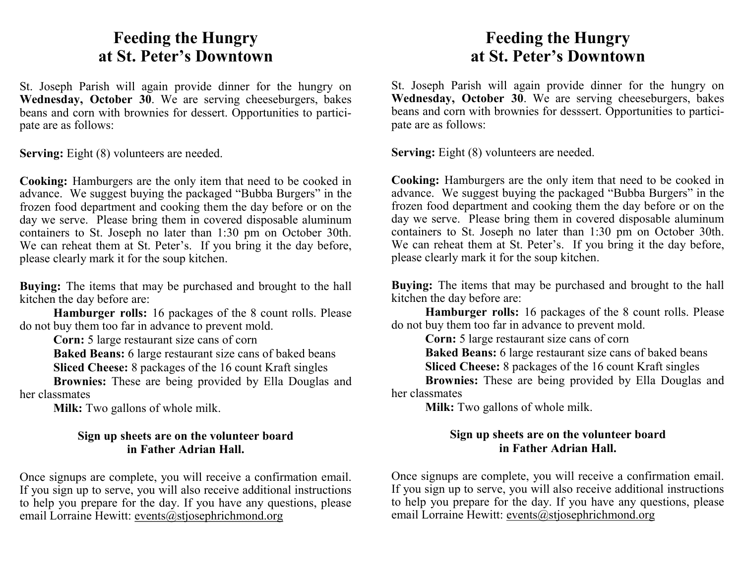# Feeding the Hungry at St. Peter's Downtown

St. Joseph Parish will again provide dinner for the hungry on **Wednesday, October 30**. We are serving cheeseburgers, bakes beans and corn with brownies for dessert. Opportunities to participate are as follows:

**Serving:** Eight (8) volunteers are needed.

**Cooking:** Hamburgers are the only item that need to be cooked in advance. We suggest buying the packaged "Bubba Burgers" in the frozen food department and cooking them the day before or on the day we serve. Please bring them in covered disposable aluminum containers to St. Joseph no later than 1:30 pm on October 30th. We can reheat them at St. Peter's. If you bring it the day before, please clearly mark it for the soup kitchen.

**Buying:** The items that may be purchased and brought to the hall kitchen the day before are:

**Hamburger rolls:** 16 packages of the 8 count rolls. Please do not buy them too far in advance to prevent mold.

**Corn:** 5 large restaurant size cans of corn

**Baked Beans:** 6 large restaurant size cans of baked beans

**Sliced Cheese:** 8 packages of the 16 count Kraft singles

**Brownies:** These are being provided by Ella Douglas and her classmates

**Milk:** Two gallons of whole milk.

**Sign up sheets are on the volunteer board in Father Adrian Hall.**

Once signups are complete, you will receive a confirmation email. If you sign up to serve, you will also receive additional instructions to help you prepare for the day. If you have any questions, please email Lorraine Hewitt: events@stjosephrichmond.org

# Feeding the Hungry at St. Peter's Downtown

St. Joseph Parish will again provide dinner for the hungry on **Wednesday, October 30**. We are serving cheeseburgers, bakes beans and corn with brownies for desssert. Opportunities to participate are as follows:

**Serving:** Eight (8) volunteers are needed.

**Cooking:** Hamburgers are the only item that need to be cooked in advance. We suggest buying the packaged "Bubba Burgers" in the frozen food department and cooking them the day before or on the day we serve. Please bring them in covered disposable aluminum containers to St. Joseph no later than 1:30 pm on October 30th. We can reheat them at St. Peter's. If you bring it the day before, please clearly mark it for the soup kitchen.

**Buying:** The items that may be purchased and brought to the hall kitchen the day before are:

**Hamburger rolls:** 16 packages of the 8 count rolls. Please do not buy them too far in advance to prevent mold.

**Corn:** 5 large restaurant size cans of corn

**Baked Beans:** 6 large restaurant size cans of baked beans

**Sliced Cheese:** 8 packages of the 16 count Kraft singles

**Brownies:** These are being provided by Ella Douglas and her classmates

**Milk:** Two gallons of whole milk.

**Sign up sheets are on the volunteer board in Father Adrian Hall.**

Once signups are complete, you will receive a confirmation email. If you sign up to serve, you will also receive additional instructions to help you prepare for the day. If you have any questions, please email Lorraine Hewitt: events@stjosephrichmond.org